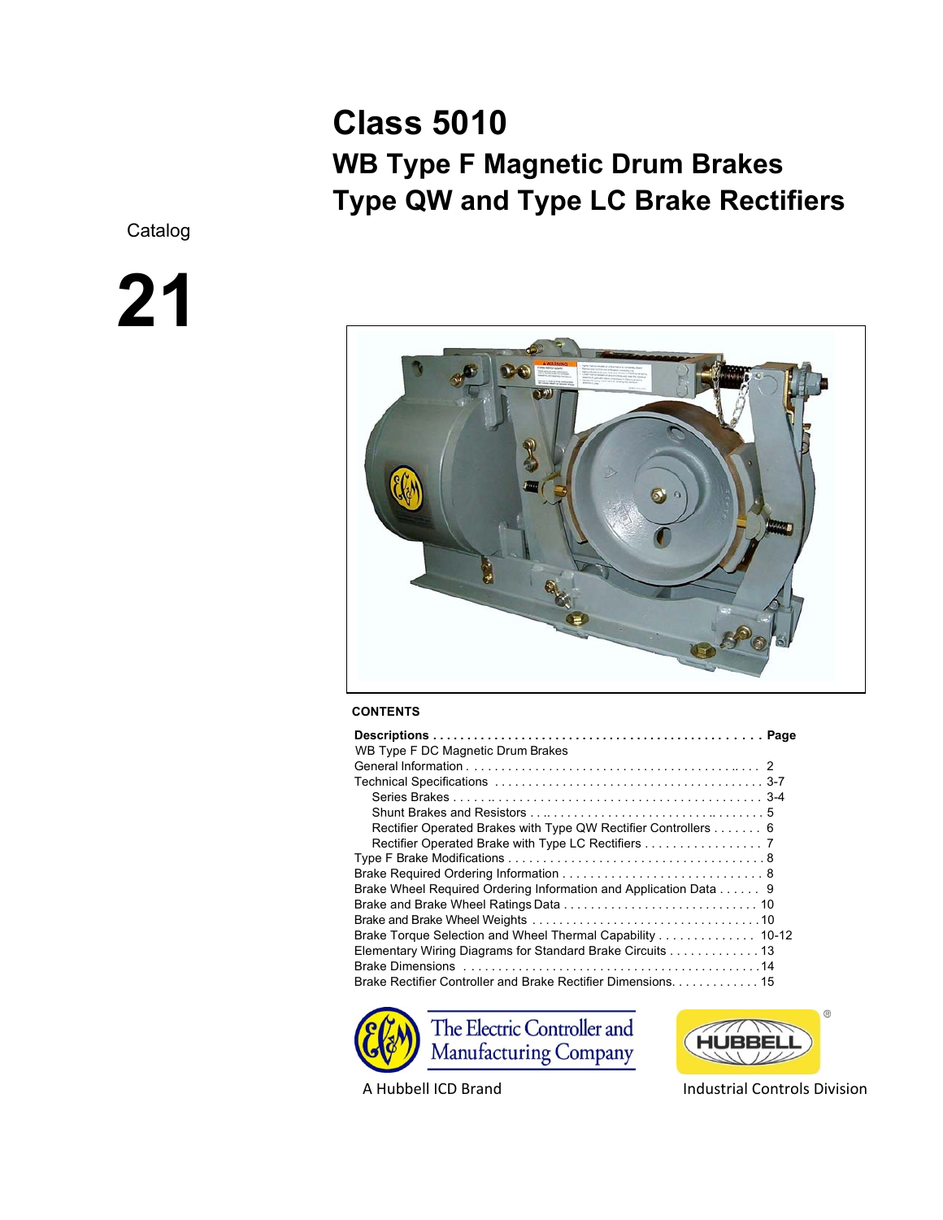Catalog

# 21

# Class 5010

## WB Type F Magnetic Drum Brakes

## Type QW and Type LC Brake Rectifiers

**CONTENTS**

| **Descriptions** | **Page** |
|---|---|
| WB Type F DC Magnetic Drum Brakes | |
| General Information | 2 |
| Technical Specifications | 3-7 |
| Series Brakes | 3-4 |
| Shunt Brakes and Resistors | 5 |
| Rectifier Operated Brakes with Type QW Rectifier Controllers | 6 |
| Rectifier Operated Brake with Type LC Rectifiers | 7 |
| Type F Brake Modifications | 8 |
| Brake Required Ordering Information | 8 |
| Brake Wheel Required Ordering Information and Application Data | 9 |
| Brake and Brake Wheel Ratings Data | 10 |
| Brake and Brake Wheel Weights | 10 |
| Brake Torque Selection and Wheel Thermal Capability | 10-12 |
| Elementary Wiring Diagrams for Standard Brake Circuits | 13 |
| Brake Dimensions | 14 |
| Brake Rectifier Controller and Brake Rectifier Dimensions | 15 |

The Electric Controller and Manufacturing Company

A Hubbell ICD Brand

HUBBELL®

Industrial Controls Division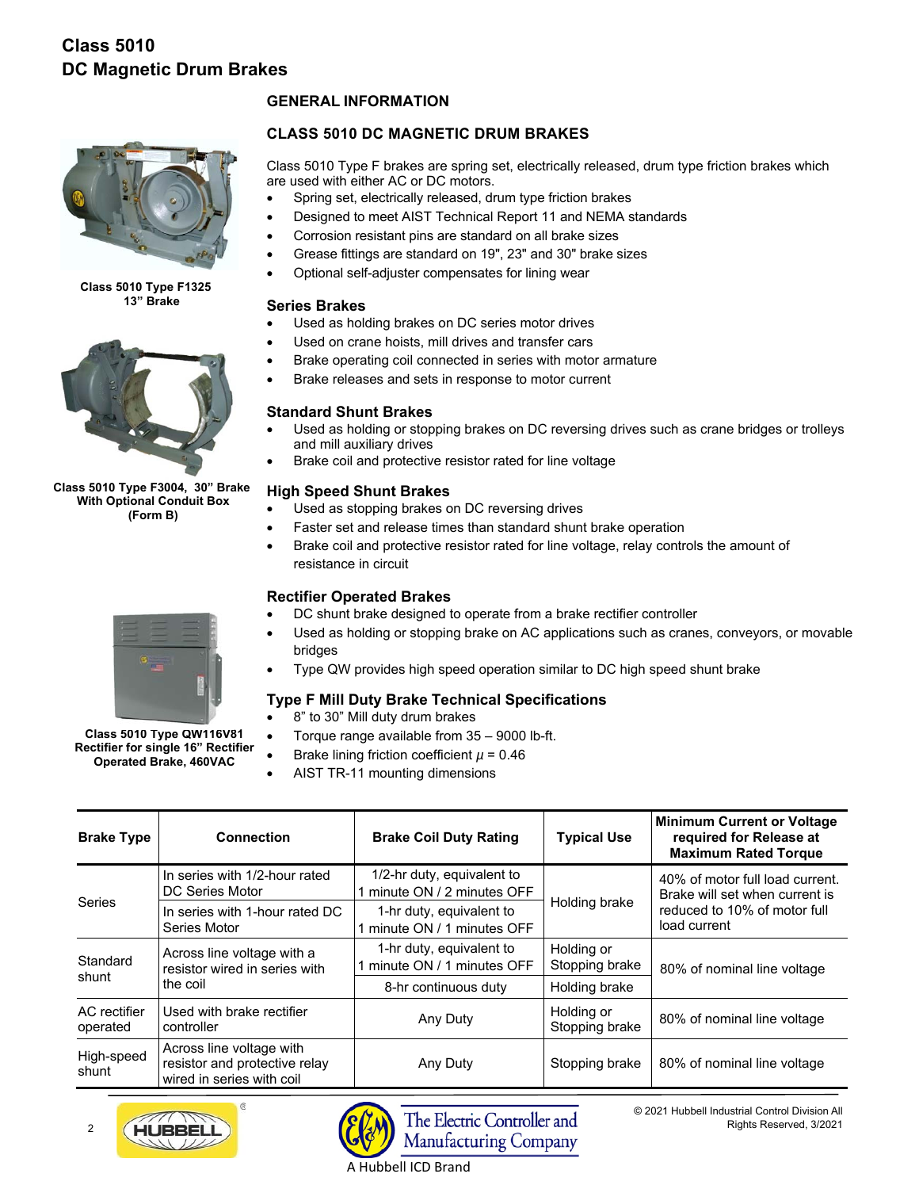# Class 5010 DC Magnetic Drum Brakes

Class 5010 Type F1325
13" Brake

Class 5010 Type F3004, 30" Brake
With Optional Conduit Box
(Form B)

Class 5010 Type QW116V81
Rectifier for single 16" Rectifier
Operated Brake, 460VAC

## GENERAL INFORMATION

## CLASS 5010 DC MAGNETIC DRUM BRAKES

Class 5010 Type F brakes are spring set, electrically released, drum type friction brakes which are used with either AC or DC motors.

- Spring set, electrically released, drum type friction brakes
- Designed to meet AIST Technical Report 11 and NEMA standards
- Corrosion resistant pins are standard on all brake sizes
- Grease fittings are standard on 19", 23" and 30" brake sizes
- Optional self-adjuster compensates for lining wear

### Series Brakes

- Used as holding brakes on DC series motor drives
- Used on crane hoists, mill drives and transfer cars
- Brake operating coil connected in series with motor armature
- Brake releases and sets in response to motor current

### Standard Shunt Brakes

- Used as holding or stopping brakes on DC reversing drives such as crane bridges or trolleys and mill auxiliary drives
- Brake coil and protective resistor rated for line voltage

### High Speed Shunt Brakes

- Used as stopping brakes on DC reversing drives
- Faster set and release times than standard shunt brake operation
- Brake coil and protective resistor rated for line voltage, relay controls the amount of resistance in circuit

### Rectifier Operated Brakes

- DC shunt brake designed to operate from a brake rectifier controller
- Used as holding or stopping brake on AC applications such as cranes, conveyors, or movable bridges
- Type QW provides high speed operation similar to DC high speed shunt brake

### Type F Mill Duty Brake Technical Specifications

- 8" to 30" Mill duty drum brakes
- Torque range available from 35 – 9000 lb-ft.
- Brake lining friction coefficient $\mu$ = 0.46
- AIST TR-11 mounting dimensions

| Brake Type | Connection | Brake Coil Duty Rating | Typical Use | Minimum Current or Voltage required for Release at Maximum Rated Torque |
|---|---|---|---|---|
| Series | In series with 1/2-hour rated DC Series Motor | 1/2-hr duty, equivalent to 1 minute ON / 2 minutes OFF | Holding brake | 40% of motor full load current. Brake will set when current is reduced to 10% of motor full load current |
| | In series with 1-hour rated DC Series Motor | 1-hr duty, equivalent to 1 minute ON / 1 minutes OFF | | |
| Standard shunt | Across line voltage with a resistor wired in series with the coil | 1-hr duty, equivalent to 1 minute ON / 1 minutes OFF | Holding or Stopping brake | 80% of nominal line voltage |
| | | 8-hr continuous duty | Holding brake | |
| AC rectifier operated | Used with brake rectifier controller | Any Duty | Holding or Stopping brake | 80% of nominal line voltage |
| High-speed shunt | Across line voltage with resistor and protective relay wired in series with coil | Any Duty | Stopping brake | 80% of nominal line voltage |

© 2021 Hubbell Industrial Control Division All Rights Reserved, 3/2021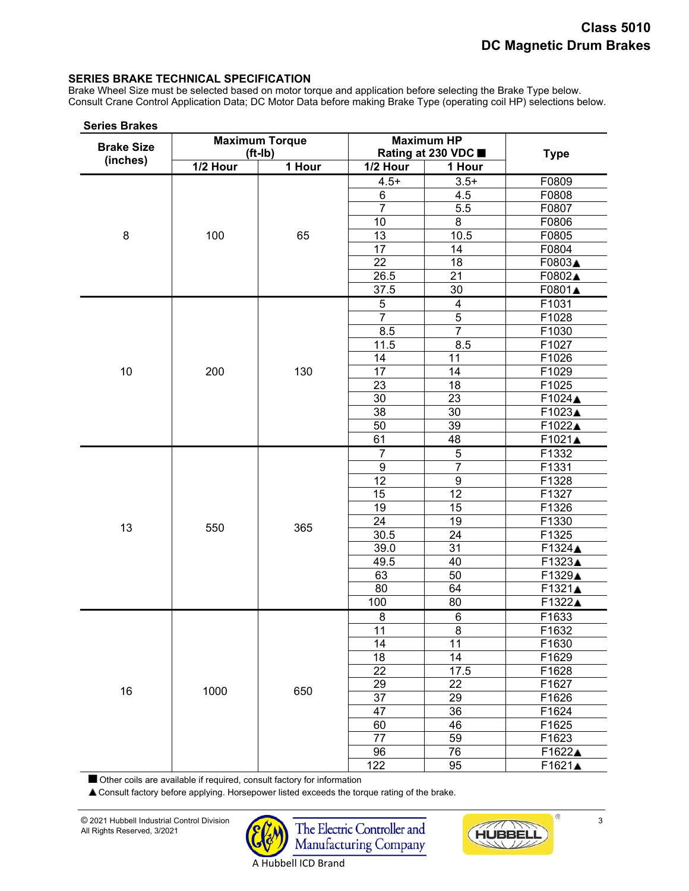## SERIES BRAKE TECHNICAL SPECIFICATION

Brake Wheel Size must be selected based on motor torque and application before selecting the Brake Type below. Consult Crane Control Application Data; DC Motor Data before making Brake Type (operating coil HP) selections below.

### Series Brakes

| Brake Size (inches) | Maximum Torque (ft-lb) | | Maximum HP Rating at 230 VDC ■ | | Type |
|---|---|---|---|---|---|
| | 1/2 Hour | 1 Hour | 1/2 Hour | 1 Hour | |
| 8 | 100 | 65 | 4.5+ | 3.5+ | F0809 |
| | | | 6 | 4.5 | F0808 |
| | | | 7 | 5.5 | F0807 |
| | | | 10 | 8 | F0806 |
| | | | 13 | 10.5 | F0805 |
| | | | 17 | 14 | F0804 |
| | | | 22 | 18 | F0803▲ |
| | | | 26.5 | 21 | F0802▲ |
| | | | 37.5 | 30 | F0801▲ |
| 10 | 200 | 130 | 5 | 4 | F1031 |
| | | | 7 | 5 | F1028 |
| | | | 8.5 | 7 | F1030 |
| | | | 11.5 | 8.5 | F1027 |
| | | | 14 | 11 | F1026 |
| | | | 17 | 14 | F1029 |
| | | | 23 | 18 | F1025 |
| | | | 30 | 23 | F1024▲ |
| | | | 38 | 30 | F1023▲ |
| | | | 50 | 39 | F1022▲ |
| | | | 61 | 48 | F1021▲ |
| 13 | 550 | 365 | 7 | 5 | F1332 |
| | | | 9 | 7 | F1331 |
| | | | 12 | 9 | F1328 |
| | | | 15 | 12 | F1327 |
| | | | 19 | 15 | F1326 |
| | | | 24 | 19 | F1330 |
| | | | 30.5 | 24 | F1325 |
| | | | 39.0 | 31 | F1324▲ |
| | | | 49.5 | 40 | F1323▲ |
| | | | 63 | 50 | F1329▲ |
| | | | 80 | 64 | F1321▲ |
| | | | 100 | 80 | F1322▲ |
| 16 | 1000 | 650 | 8 | 6 | F1633 |
| | | | 11 | 8 | F1632 |
| | | | 14 | 11 | F1630 |
| | | | 18 | 14 | F1629 |
| | | | 22 | 17.5 | F1628 |
| | | | 29 | 22 | F1627 |
| | | | 37 | 29 | F1626 |
| | | | 47 | 36 | F1624 |
| | | | 60 | 46 | F1625 |
| | | | 77 | 59 | F1623 |
| | | | 96 | 76 | F1622▲ |
| | | | 122 | 95 | F1621▲ |

■ Other coils are available if required, consult factory for information

▲ Consult factory before applying. Horsepower listed exceeds the torque rating of the brake.

© 2021 Hubbell Industrial Control Division
All Rights Reserved, 3/2021

The Electric Controller and Manufacturing Company
A Hubbell ICD Brand

HUBBELL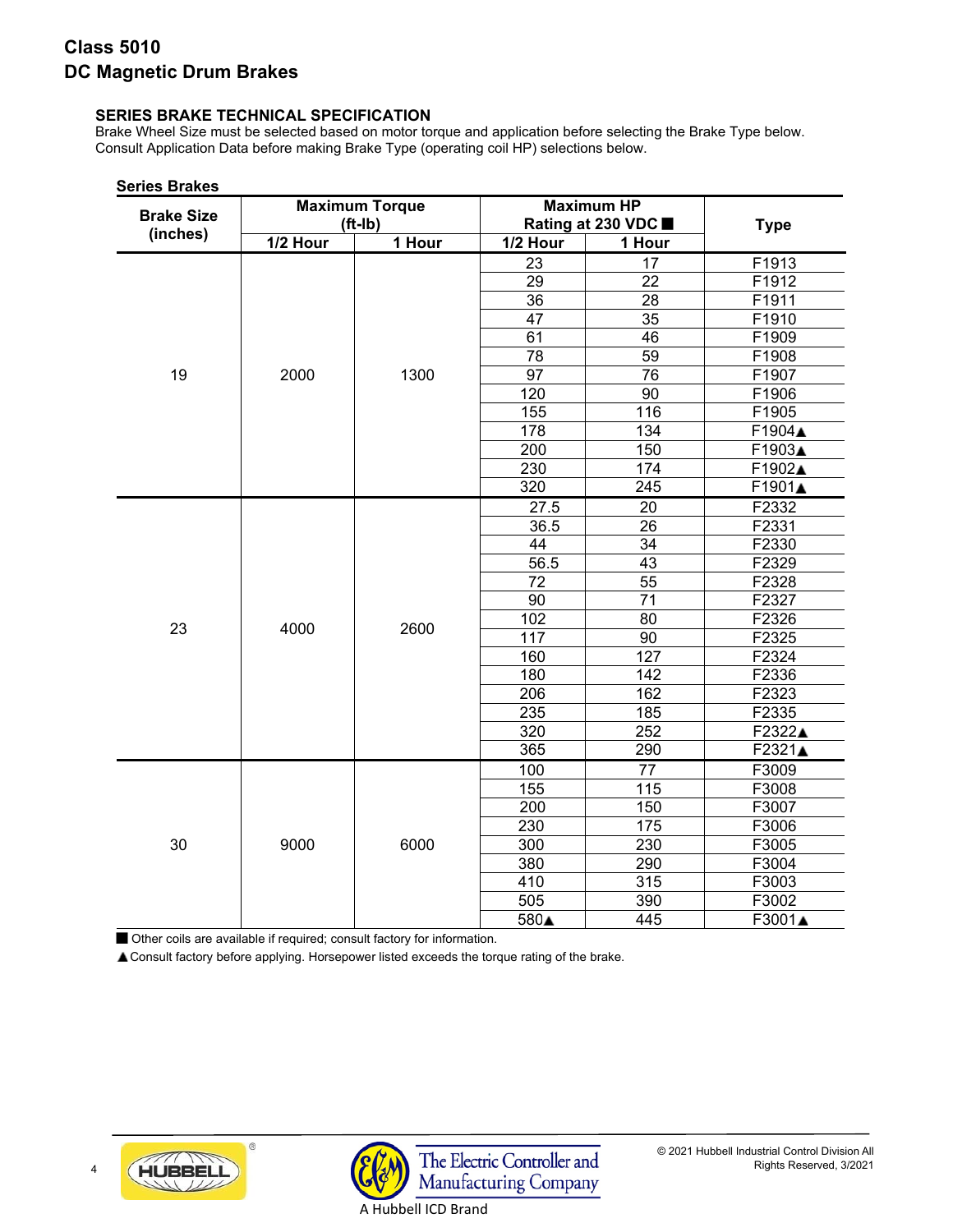## Class 5010
## DC Magnetic Drum Brakes

### SERIES BRAKE TECHNICAL SPECIFICATION

Brake Wheel Size must be selected based on motor torque and application before selecting the Brake Type below. Consult Application Data before making Brake Type (operating coil HP) selections below.

**Series Brakes**

| Brake Size (inches) | Maximum Torque (ft-lb) | | Maximum HP Rating at 230 VDC ■ | | Type |
|---|---|---|---|---|---|
| | 1/2 Hour | 1 Hour | 1/2 Hour | 1 Hour | |
| 19 | 2000 | 1300 | 23 | 17 | F1913 |
| | | | 29 | 22 | F1912 |
| | | | 36 | 28 | F1911 |
| | | | 47 | 35 | F1910 |
| | | | 61 | 46 | F1909 |
| | | | 78 | 59 | F1908 |
| | | | 97 | 76 | F1907 |
| | | | 120 | 90 | F1906 |
| | | | 155 | 116 | F1905 |
| | | | 178 | 134 | F1904▲ |
| | | | 200 | 150 | F1903▲ |
| | | | 230 | 174 | F1902▲ |
| | | | 320 | 245 | F1901▲ |
| 23 | 4000 | 2600 | 27.5 | 20 | F2332 |
| | | | 36.5 | 26 | F2331 |
| | | | 44 | 34 | F2330 |
| | | | 56.5 | 43 | F2329 |
| | | | 72 | 55 | F2328 |
| | | | 90 | 71 | F2327 |
| | | | 102 | 80 | F2326 |
| | | | 117 | 90 | F2325 |
| | | | 160 | 127 | F2324 |
| | | | 180 | 142 | F2336 |
| | | | 206 | 162 | F2323 |
| | | | 235 | 185 | F2335 |
| | | | 320 | 252 | F2322▲ |
| | | | 365 | 290 | F2321▲ |
| 30 | 9000 | 6000 | 100 | 77 | F3009 |
| | | | 155 | 115 | F3008 |
| | | | 200 | 150 | F3007 |
| | | | 230 | 175 | F3006 |
| | | | 300 | 230 | F3005 |
| | | | 380 | 290 | F3004 |
| | | | 410 | 315 | F3003 |
| | | | 505 | 390 | F3002 |
| | | | 580▲ | 445 | F3001▲ |

■ Other coils are available if required; consult factory for information.

▲ Consult factory before applying. Horsepower listed exceeds the torque rating of the brake.

© 2021 Hubbell Industrial Control Division All Rights Reserved, 3/2021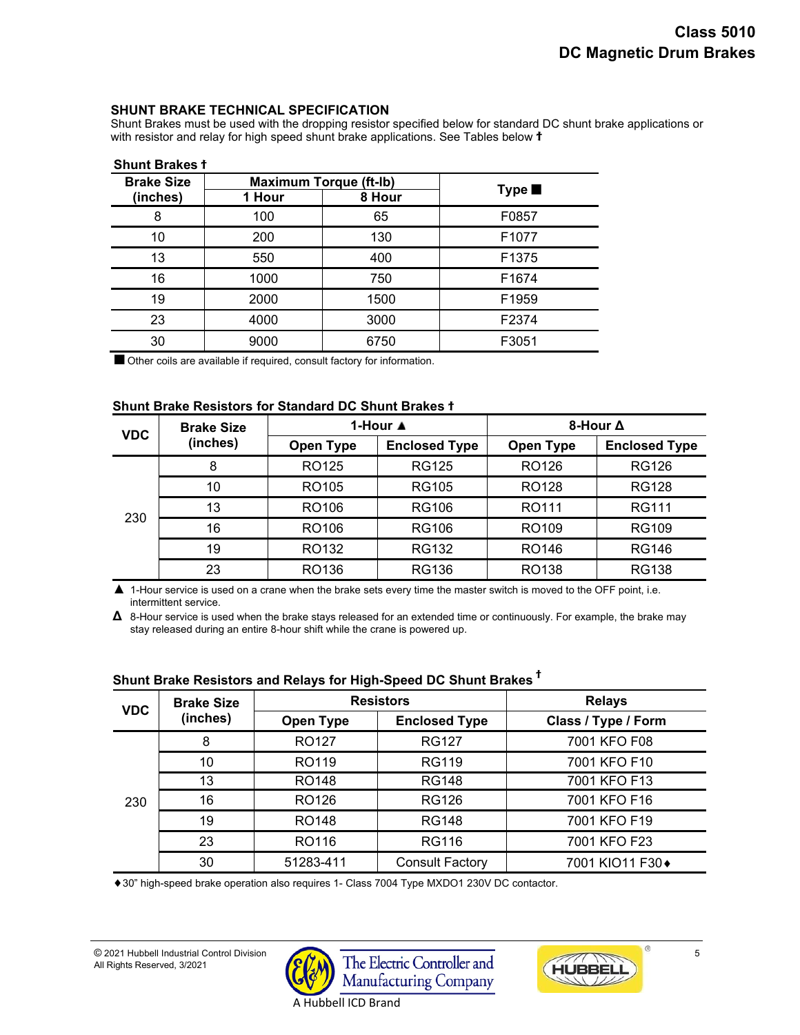## SHUNT BRAKE TECHNICAL SPECIFICATION

Shunt Brakes must be used with the dropping resistor specified below for standard DC shunt brake applications or with resistor and relay for high speed shunt brake applications. See Tables below †

### Shunt Brakes †

| Brake Size (inches) | Maximum Torque (ft-lb) | | Type ■ |
|---|---|---|---|
| | 1 Hour | 8 Hour | |
| 8 | 100 | 65 | F0857 |
| 10 | 200 | 130 | F1077 |
| 13 | 550 | 400 | F1375 |
| 16 | 1000 | 750 | F1674 |
| 19 | 2000 | 1500 | F1959 |
| 23 | 4000 | 3000 | F2374 |
| 30 | 9000 | 6750 | F3051 |

■ Other coils are available if required, consult factory for information.

### Shunt Brake Resistors for Standard DC Shunt Brakes †

| VDC | Brake Size (inches) | 1-Hour ▲ | | 8-Hour Δ | |
|---|---|---|---|---|---|
| | | Open Type | Enclosed Type | Open Type | Enclosed Type |
| 230 | 8 | RO125 | RG125 | RO126 | RG126 |
| | 10 | RO105 | RG105 | RO128 | RG128 |
| | 13 | RO106 | RG106 | RO111 | RG111 |
| | 16 | RO106 | RG106 | RO109 | RG109 |
| | 19 | RO132 | RG132 | RO146 | RG146 |
| | 23 | RO136 | RG136 | RO138 | RG138 |

▲ 1-Hour service is used on a crane when the brake sets every time the master switch is moved to the OFF point, i.e. intermittent service.

Δ 8-Hour service is used when the brake stays released for an extended time or continuously. For example, the brake may stay released during an entire 8-hour shift while the crane is powered up.

### Shunt Brake Resistors and Relays for High-Speed DC Shunt Brakes †

| VDC | Brake Size (inches) | Resistors | | Relays |
|---|---|---|---|---|
| | | Open Type | Enclosed Type | Class / Type / Form |
| 230 | 8 | RO127 | RG127 | 7001 KFO F08 |
| | 10 | RO119 | RG119 | 7001 KFO F10 |
| | 13 | RO148 | RG148 | 7001 KFO F13 |
| | 16 | RO126 | RG126 | 7001 KFO F16 |
| | 19 | RO148 | RG148 | 7001 KFO F19 |
| | 23 | RO116 | RG116 | 7001 KFO F23 |
| | 30 | 51283-411 | Consult Factory | 7001 KIO11 F30♦ |

♦30" high-speed brake operation also requires 1- Class 7004 Type MXDO1 230V DC contactor.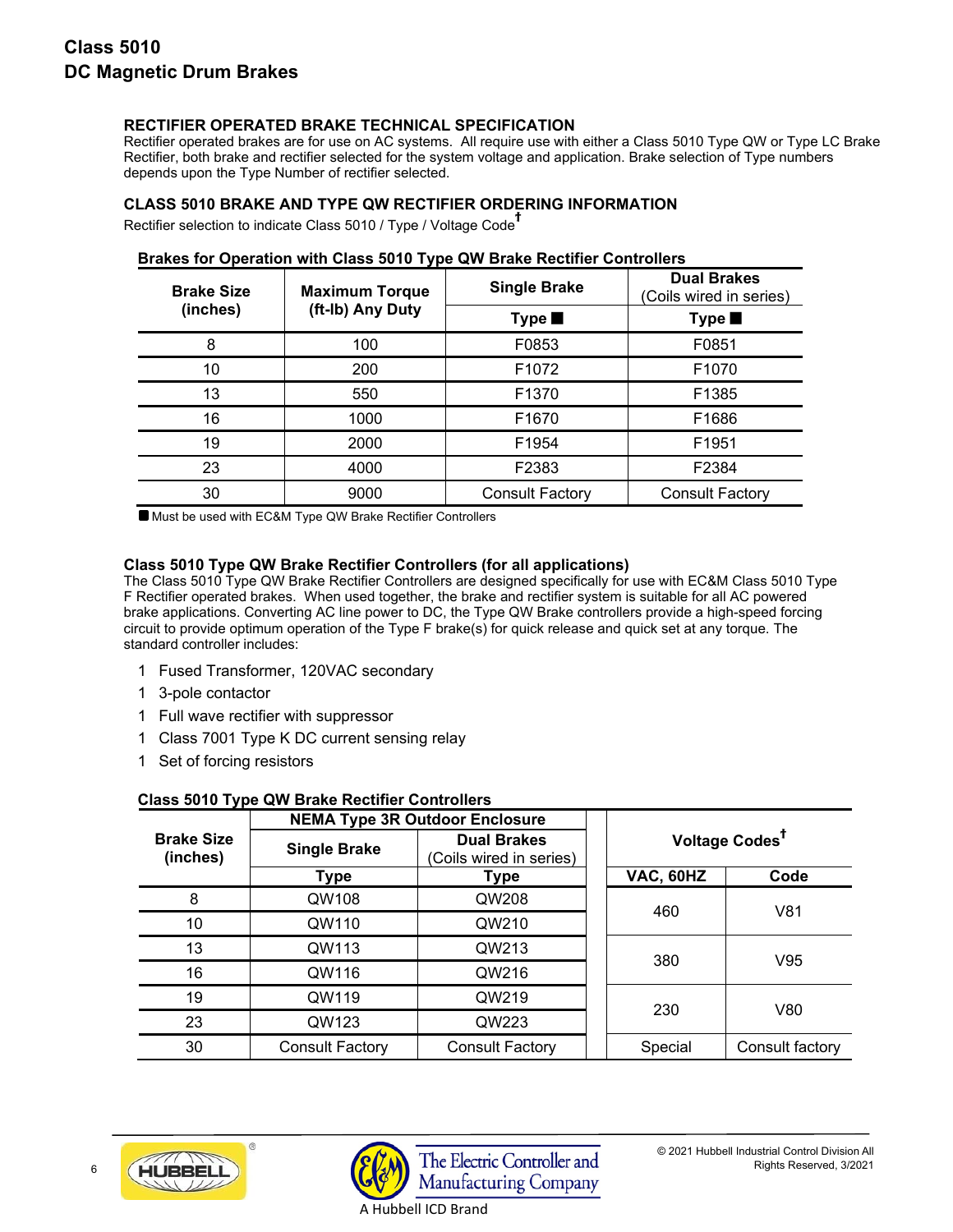# Class 5010
# DC Magnetic Drum Brakes

### RECTIFIER OPERATED BRAKE TECHNICAL SPECIFICATION

Rectifier operated brakes are for use on AC systems. All require use with either a Class 5010 Type QW or Type LC Brake Rectifier, both brake and rectifier selected for the system voltage and application. Brake selection of Type numbers depends upon the Type Number of rectifier selected.

### CLASS 5010 BRAKE AND TYPE QW RECTIFIER ORDERING INFORMATION

Rectifier selection to indicate Class 5010 / Type / Voltage Code†

**Brakes for Operation with Class 5010 Type QW Brake Rectifier Controllers**

| Brake Size (inches) | Maximum Torque (ft-lb) Any Duty | Single Brake | Dual Brakes (Coils wired in series) |
|---|---|---|---|
| | | Type ■ | Type ■ |
| 8 | 100 | F0853 | F0851 |
| 10 | 200 | F1072 | F1070 |
| 13 | 550 | F1370 | F1385 |
| 16 | 1000 | F1670 | F1686 |
| 19 | 2000 | F1954 | F1951 |
| 23 | 4000 | F2383 | F2384 |
| 30 | 9000 | Consult Factory | Consult Factory |

■ Must be used with EC&M Type QW Brake Rectifier Controllers

### Class 5010 Type QW Brake Rectifier Controllers (for all applications)

The Class 5010 Type QW Brake Rectifier Controllers are designed specifically for use with EC&M Class 5010 Type F Rectifier operated brakes. When used together, the brake and rectifier system is suitable for all AC powered brake applications. Converting AC line power to DC, the Type QW Brake controllers provide a high-speed forcing circuit to provide optimum operation of the Type F brake(s) for quick release and quick set at any torque. The standard controller includes:

1 Fused Transformer, 120VAC secondary
1 3-pole contactor
1 Full wave rectifier with suppressor
1 Class 7001 Type K DC current sensing relay
1 Set of forcing resistors

**Class 5010 Type QW Brake Rectifier Controllers**

| Brake Size (inches) | NEMA Type 3R Outdoor Enclosure | | Voltage Codes† | |
|---|---|---|---|---|
| | Single Brake | Dual Brakes (Coils wired in series) | | |
| | Type | Type | VAC, 60HZ | Code |
| 8 | QW108 | QW208 | 460 | V81 |
| 10 | QW110 | QW210 | | |
| 13 | QW113 | QW213 | 380 | V95 |
| 16 | QW116 | QW216 | | |
| 19 | QW119 | QW219 | 230 | V80 |
| 23 | QW123 | QW223 | | |
| 30 | Consult Factory | Consult Factory | Special | Consult factory |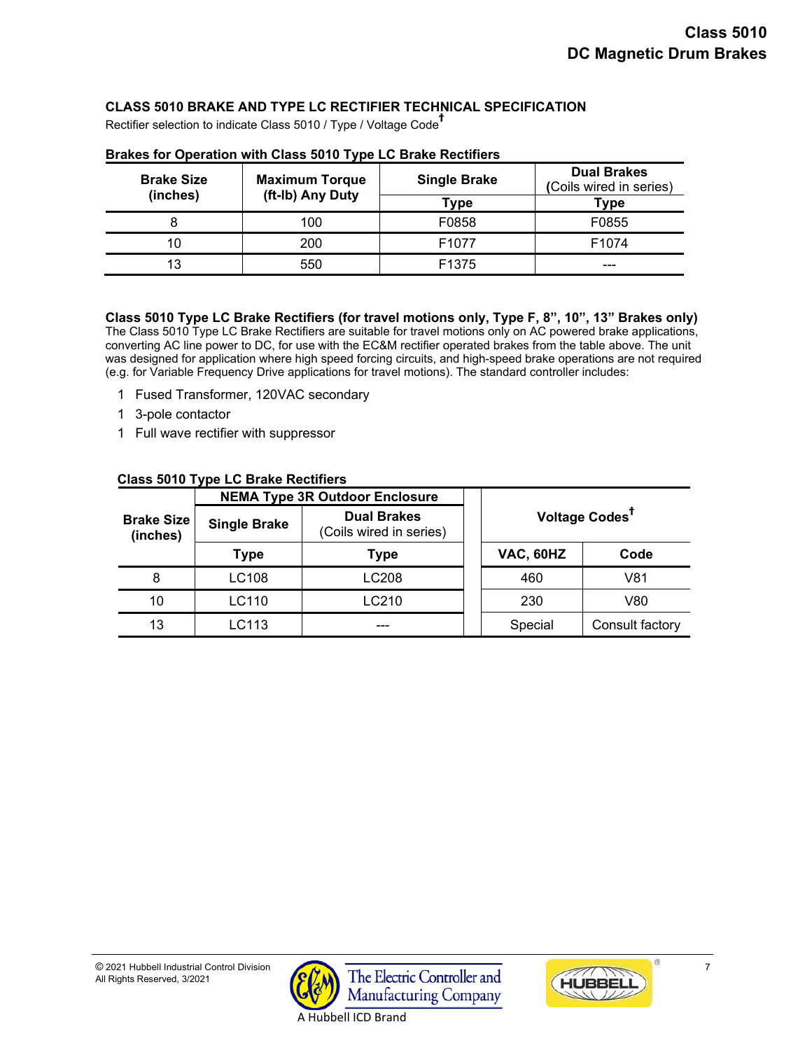## CLASS 5010 BRAKE AND TYPE LC RECTIFIER TECHNICAL SPECIFICATION

Rectifier selection to indicate Class 5010 / Type / Voltage Code†

### Brakes for Operation with Class 5010 Type LC Brake Rectifiers

| Brake Size (inches) | Maximum Torque (ft-lb) Any Duty | Single Brake | Dual Brakes (Coils wired in series) |
|---|---|---|---|
| | | Type | Type |
| 8 | 100 | F0858 | F0855 |
| 10 | 200 | F1077 | F1074 |
| 13 | 550 | F1375 | --- |

### Class 5010 Type LC Brake Rectifiers (for travel motions only, Type F, 8", 10", 13" Brakes only)

The Class 5010 Type LC Brake Rectifiers are suitable for travel motions only on AC powered brake applications, converting AC line power to DC, for use with the EC&M rectifier operated brakes from the table above. The unit was designed for application where high speed forcing circuits, and high-speed brake operations are not required (e.g. for Variable Frequency Drive applications for travel motions). The standard controller includes:

1 Fused Transformer, 120VAC secondary

1 3-pole contactor

1 Full wave rectifier with suppressor

### Class 5010 Type LC Brake Rectifiers

| Brake Size (inches) | NEMA Type 3R Outdoor Enclosure | | Voltage Codes† | |
|---|---|---|---|---|
| | Single Brake | Dual Brakes (Coils wired in series) | | |
| | Type | Type | VAC, 60HZ | Code |
| 8 | LC108 | LC208 | 460 | V81 |
| 10 | LC110 | LC210 | 230 | V80 |
| 13 | LC113 | --- | Special | Consult factory |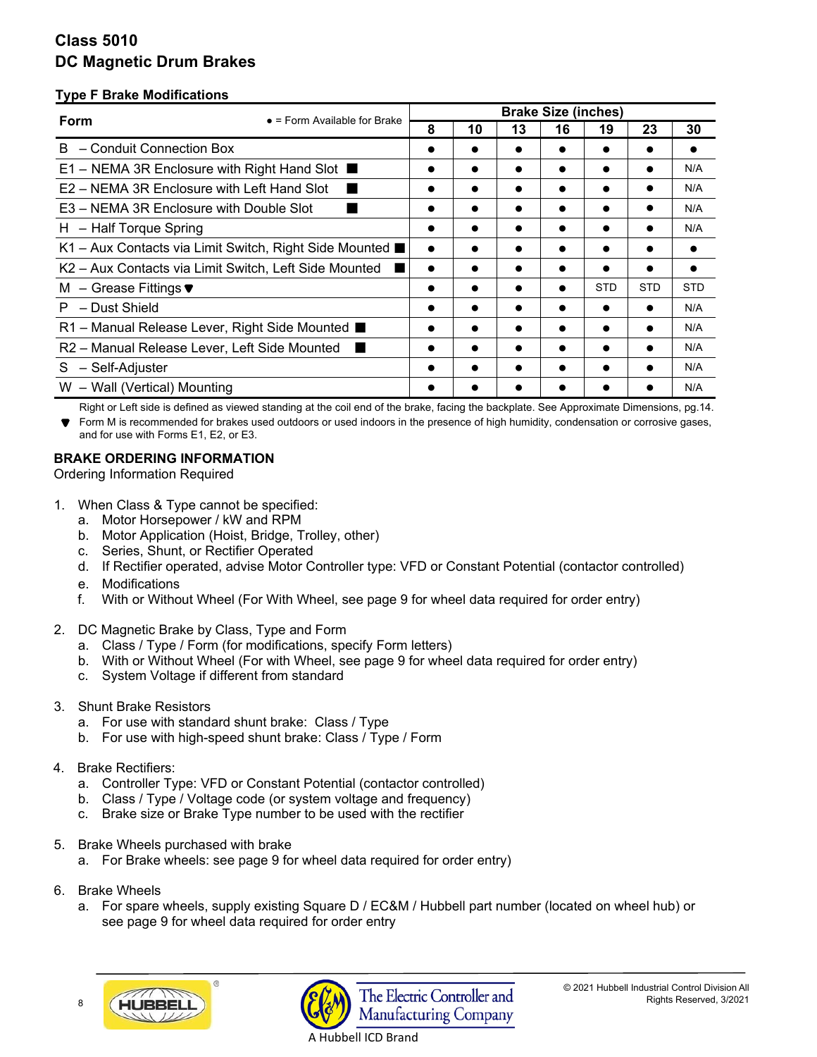## Class 5010
## DC Magnetic Drum Brakes

### Type F Brake Modifications

| Form | ● = Form Available for Brake | Brake Size (inches) | | | | | | |
|---|---|---|---|---|---|---|---|---|
| | | 8 | 10 | 13 | 16 | 19 | 23 | 30 |
| B – Conduit Connection Box | | ● | ● | ● | ● | ● | ● | ● |
| E1 – NEMA 3R Enclosure with Right Hand Slot ■ | | ● | ● | ● | ● | ● | ● | N/A |
| E2 – NEMA 3R Enclosure with Left Hand Slot ■ | | ● | ● | ● | ● | ● | ● | N/A |
| E3 – NEMA 3R Enclosure with Double Slot ■ | | ● | ● | ● | ● | ● | ● | N/A |
| H – Half Torque Spring | | ● | ● | ● | ● | ● | ● | N/A |
| K1 – Aux Contacts via Limit Switch, Right Side Mounted ■ | | ● | ● | ● | ● | ● | ● | ● |
| K2 – Aux Contacts via Limit Switch, Left Side Mounted ■ | | ● | ● | ● | ● | ● | ● | ● |
| M – Grease Fittings ▼ | | ● | ● | ● | ● | STD | STD | STD |
| P – Dust Shield | | ● | ● | ● | ● | ● | ● | N/A |
| R1 – Manual Release Lever, Right Side Mounted ■ | | ● | ● | ● | ● | ● | ● | N/A |
| R2 – Manual Release Lever, Left Side Mounted ■ | | ● | ● | ● | ● | ● | ● | N/A |
| S – Self-Adjuster | | ● | ● | ● | ● | ● | ● | N/A |
| W – Wall (Vertical) Mounting | | ● | ● | ● | ● | ● | ● | N/A |

■ Right or Left side is defined as viewed standing at the coil end of the brake, facing the backplate. See Approximate Dimensions, pg.14.

▼ Form M is recommended for brakes used outdoors or used indoors in the presence of high humidity, condensation or corrosive gases, and for use with Forms E1, E2, or E3.

### BRAKE ORDERING INFORMATION

Ordering Information Required

1. When Class & Type cannot be specified:
   a. Motor Horsepower / kW and RPM
   b. Motor Application (Hoist, Bridge, Trolley, other)
   c. Series, Shunt, or Rectifier Operated
   d. If Rectifier operated, advise Motor Controller type: VFD or Constant Potential (contactor controlled)
   e. Modifications
   f. With or Without Wheel (For With Wheel, see page 9 for wheel data required for order entry)

2. DC Magnetic Brake by Class, Type and Form
   a. Class / Type / Form (for modifications, specify Form letters)
   b. With or Without Wheel (For with Wheel, see page 9 for wheel data required for order entry)
   c. System Voltage if different from standard

3. Shunt Brake Resistors
   a. For use with standard shunt brake: Class / Type
   b. For use with high-speed shunt brake: Class / Type / Form

4. Brake Rectifiers:
   a. Controller Type: VFD or Constant Potential (contactor controlled)
   b. Class / Type / Voltage code (or system voltage and frequency)
   c. Brake size or Brake Type number to be used with the rectifier

5. Brake Wheels purchased with brake
   a. For Brake wheels: see page 9 for wheel data required for order entry)

6. Brake Wheels
   a. For spare wheels, supply existing Square D / EC&M / Hubbell part number (located on wheel hub) or see page 9 for wheel data required for order entry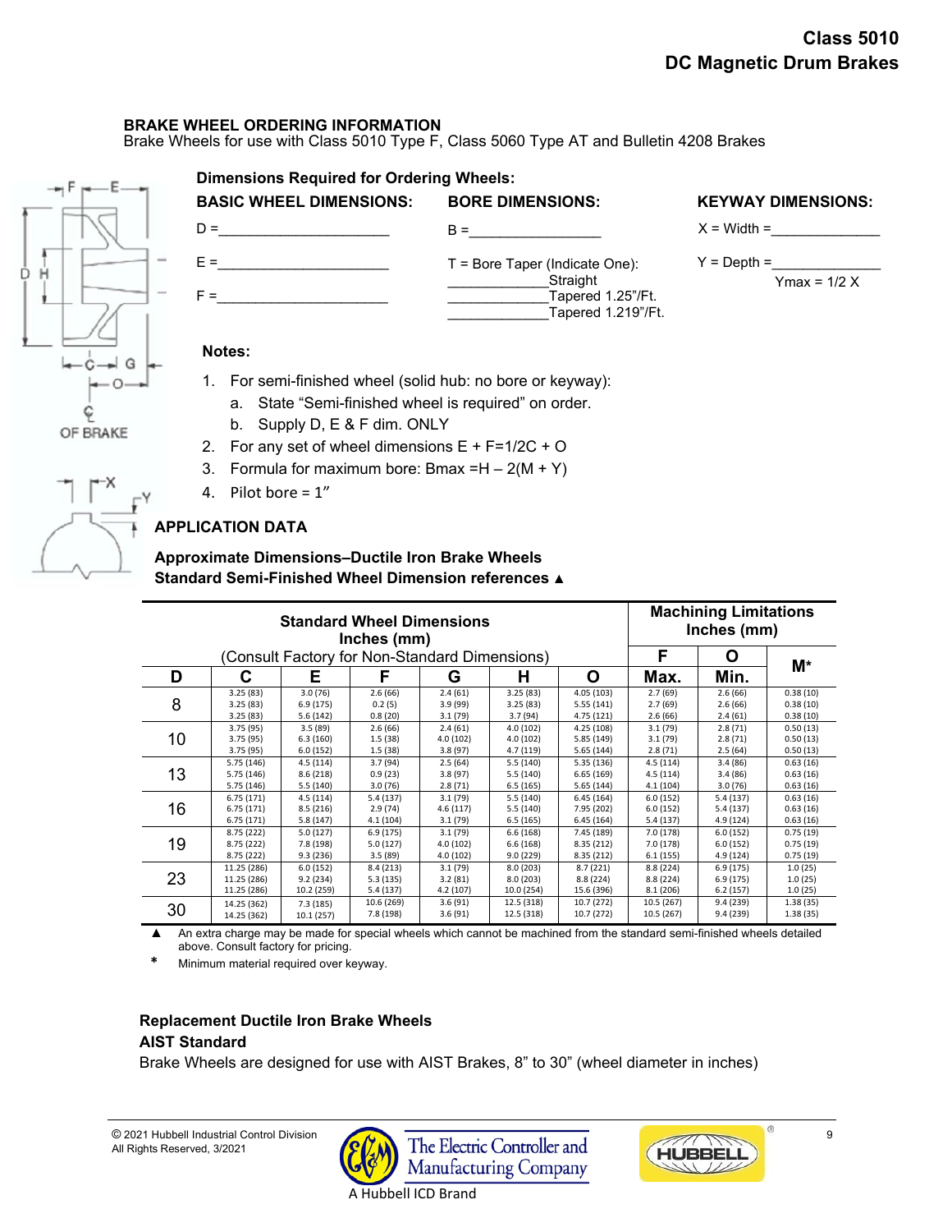# Class 5010
## DC Magnetic Drum Brakes

### BRAKE WHEEL ORDERING INFORMATION

Brake Wheels for use with Class 5010 Type F, Class 5060 Type AT and Bulletin 4208 Brakes

**Dimensions Required for Ordering Wheels:**

**BASIC WHEEL DIMENSIONS:**

D = ____________________

E = ____________________

F = ____________________

**BORE DIMENSIONS:**

B = ________________

T = Bore Taper (Indicate One):

____________Straight

____________Tapered 1.25"/Ft.

____________Tapered 1.219"/Ft.

**KEYWAY DIMENSIONS:**

X = Width = ____________

Y = Depth = ____________

Ymax = 1/2 X

**Notes:**

1. For semi-finished wheel (solid hub: no bore or keyway):
   a. State "Semi-finished wheel is required" on order.
   b. Supply D, E & F dim. ONLY
2. For any set of wheel dimensions E + F=1/2C + O
3. Formula for maximum bore: Bmax =H – 2(M + Y)
4. Pilot bore = 1"

### APPLICATION DATA

**Approximate Dimensions–Ductile Iron Brake Wheels**
**Standard Semi-Finished Wheel Dimension references ▲**

| Standard Wheel Dimensions Inches (mm) (Consult Factory for Non-Standard Dimensions) | | | | | | | Machining Limitations Inches (mm) | | |
|---|---|---|---|---|---|---|---|---|---|
| | | | | | | | F | O | M* |
| D | C | E | F | G | H | O | Max. | Min. | |
| 8 | 3.25 (83) | 3.0 (76) | 2.6 (66) | 2.4 (61) | 3.25 (83) | 4.05 (103) | 2.7 (69) | 2.6 (66) | 0.38 (10) |
| | 3.25 (83) | 6.9 (175) | 0.2 (5) | 3.9 (99) | 3.25 (83) | 5.55 (141) | 2.7 (69) | 2.6 (66) | 0.38 (10) |
| | 3.25 (83) | 5.6 (142) | 0.8 (20) | 3.1 (79) | 3.7 (94) | 4.75 (121) | 2.6 (66) | 2.4 (61) | 0.38 (10) |
| 10 | 3.75 (95) | 3.5 (89) | 2.6 (66) | 2.4 (61) | 4.0 (102) | 4.25 (108) | 3.1 (79) | 2.8 (71) | 0.50 (13) |
| | 3.75 (95) | 6.3 (160) | 1.5 (38) | 4.0 (102) | 4.0 (102) | 5.85 (149) | 3.1 (79) | 2.8 (71) | 0.50 (13) |
| | 3.75 (95) | 6.0 (152) | 1.5 (38) | 3.8 (97) | 4.7 (119) | 5.65 (144) | 2.8 (71) | 2.5 (64) | 0.50 (13) |
| 13 | 5.75 (146) | 4.5 (114) | 3.7 (94) | 2.5 (64) | 5.5 (140) | 5.35 (136) | 4.5 (114) | 3.4 (86) | 0.63 (16) |
| | 5.75 (146) | 8.6 (218) | 0.9 (23) | 3.8 (97) | 5.5 (140) | 6.65 (169) | 4.5 (114) | 3.4 (86) | 0.63 (16) |
| | 5.75 (146) | 5.5 (140) | 3.0 (76) | 2.8 (71) | 6.5 (165) | 5.65 (144) | 4.1 (104) | 3.0 (76) | 0.63 (16) |
| 16 | 6.75 (171) | 4.5 (114) | 5.4 (137) | 3.1 (79) | 5.5 (140) | 6.45 (164) | 6.0 (152) | 5.4 (137) | 0.63 (16) |
| | 6.75 (171) | 8.5 (216) | 2.9 (74) | 4.6 (117) | 5.5 (140) | 7.95 (202) | 6.0 (152) | 5.4 (137) | 0.63 (16) |
| | 6.75 (171) | 5.8 (147) | 4.1 (104) | 3.1 (79) | 6.5 (165) | 6.45 (164) | 5.4 (137) | 4.9 (124) | 0.63 (16) |
| 19 | 8.75 (222) | 5.0 (127) | 6.9 (175) | 3.1 (79) | 6.6 (168) | 7.45 (189) | 7.0 (178) | 6.0 (152) | 0.75 (19) |
| | 8.75 (222) | 7.8 (198) | 5.0 (127) | 4.0 (102) | 6.6 (168) | 8.35 (212) | 7.0 (178) | 6.0 (152) | 0.75 (19) |
| | 8.75 (222) | 9.3 (236) | 3.5 (89) | 4.0 (102) | 9.0 (229) | 8.35 (212) | 6.1 (155) | 4.9 (124) | 0.75 (19) |
| 23 | 11.25 (286) | 6.0 (152) | 8.4 (213) | 3.1 (79) | 8.0 (203) | 8.7 (221) | 8.8 (224) | 6.9 (175) | 1.0 (25) |
| | 11.25 (286) | 9.2 (234) | 5.3 (135) | 3.2 (81) | 8.0 (203) | 8.8 (224) | 8.8 (224) | 6.9 (175) | 1.0 (25) |
| | 11.25 (286) | 10.2 (259) | 5.4 (137) | 4.2 (107) | 10.0 (254) | 15.6 (396) | 8.1 (206) | 6.2 (157) | 1.0 (25) |
| 30 | 14.25 (362) | 7.3 (185) | 10.6 (269) | 3.6 (91) | 12.5 (318) | 10.7 (272) | 10.5 (267) | 9.4 (239) | 1.38 (35) |
| | 14.25 (362) | 10.1 (257) | 7.8 (198) | 3.6 (91) | 12.5 (318) | 10.7 (272) | 10.5 (267) | 9.4 (239) | 1.38 (35) |

▲ An extra charge may be made for special wheels which cannot be machined from the standard semi-finished wheels detailed above. Consult factory for pricing.

\* Minimum material required over keyway.

**Replacement Ductile Iron Brake Wheels**

**AIST Standard**

Brake Wheels are designed for use with AIST Brakes, 8" to 30" (wheel diameter in inches)

© 2021 Hubbell Industrial Control Division
All Rights Reserved, 3/2021

The Electric Controller and Manufacturing Company
A Hubbell ICD Brand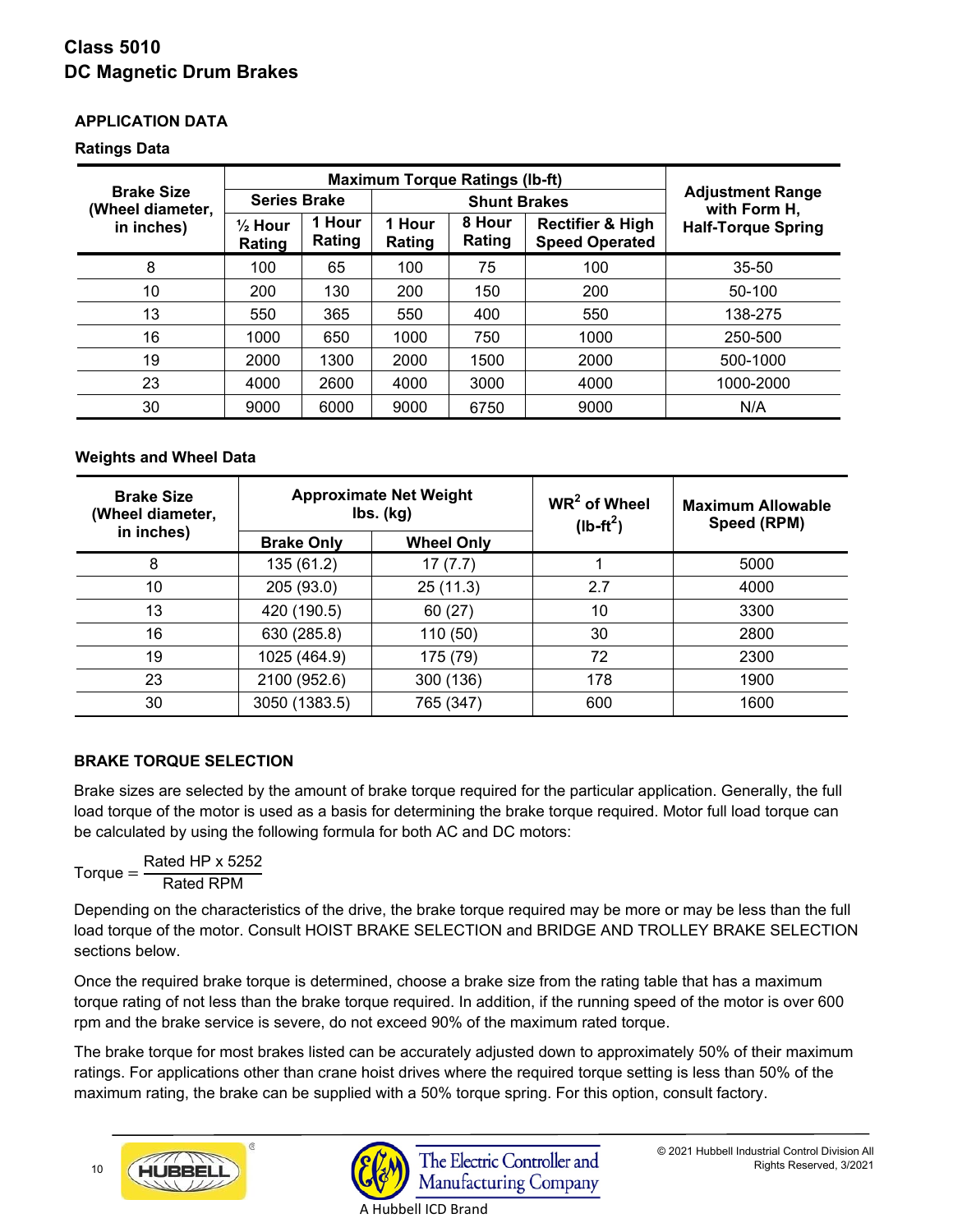# Class 5010
# DC Magnetic Drum Brakes

## APPLICATION DATA

### Ratings Data

| Brake Size (Wheel diameter, in inches) | Maximum Torque Ratings (lb-ft) | | | | | Adjustment Range with Form H, Half-Torque Spring |
|---|---|---|---|---|---|---|
| | Series Brake | | Shunt Brakes | | | |
| | ½ Hour Rating | 1 Hour Rating | 1 Hour Rating | 8 Hour Rating | Rectifier & High Speed Operated | |
| 8 | 100 | 65 | 100 | 75 | 100 | 35-50 |
| 10 | 200 | 130 | 200 | 150 | 200 | 50-100 |
| 13 | 550 | 365 | 550 | 400 | 550 | 138-275 |
| 16 | 1000 | 650 | 1000 | 750 | 1000 | 250-500 |
| 19 | 2000 | 1300 | 2000 | 1500 | 2000 | 500-1000 |
| 23 | 4000 | 2600 | 4000 | 3000 | 4000 | 1000-2000 |
| 30 | 9000 | 6000 | 9000 | 6750 | 9000 | N/A |

### Weights and Wheel Data

| Brake Size (Wheel diameter, in inches) | Approximate Net Weight lbs. (kg) | | $WR^2$ of Wheel ($lb\text{-}ft^2$) | Maximum Allowable Speed (RPM) |
|---|---|---|---|---|
| | Brake Only | Wheel Only | | |
| 8 | 135 (61.2) | 17 (7.7) | 1 | 5000 |
| 10 | 205 (93.0) | 25 (11.3) | 2.7 | 4000 |
| 13 | 420 (190.5) | 60 (27) | 10 | 3300 |
| 16 | 630 (285.8) | 110 (50) | 30 | 2800 |
| 19 | 1025 (464.9) | 175 (79) | 72 | 2300 |
| 23 | 2100 (952.6) | 300 (136) | 178 | 1900 |
| 30 | 3050 (1383.5) | 765 (347) | 600 | 1600 |

## BRAKE TORQUE SELECTION

Brake sizes are selected by the amount of brake torque required for the particular application. Generally, the full load torque of the motor is used as a basis for determining the brake torque required. Motor full load torque can be calculated by using the following formula for both AC and DC motors:

$$\text{Torque} = \frac{\text{Rated HP} \times 5252}{\text{Rated RPM}}$$

Depending on the characteristics of the drive, the brake torque required may be more or may be less than the full load torque of the motor. Consult HOIST BRAKE SELECTION and BRIDGE AND TROLLEY BRAKE SELECTION sections below.

Once the required brake torque is determined, choose a brake size from the rating table that has a maximum torque rating of not less than the brake torque required. In addition, if the running speed of the motor is over 600 rpm and the brake service is severe, do not exceed 90% of the maximum rated torque.

The brake torque for most brakes listed can be accurately adjusted down to approximately 50% of their maximum ratings. For applications other than crane hoist drives where the required torque setting is less than 50% of the maximum rating, the brake can be supplied with a 50% torque spring. For this option, consult factory.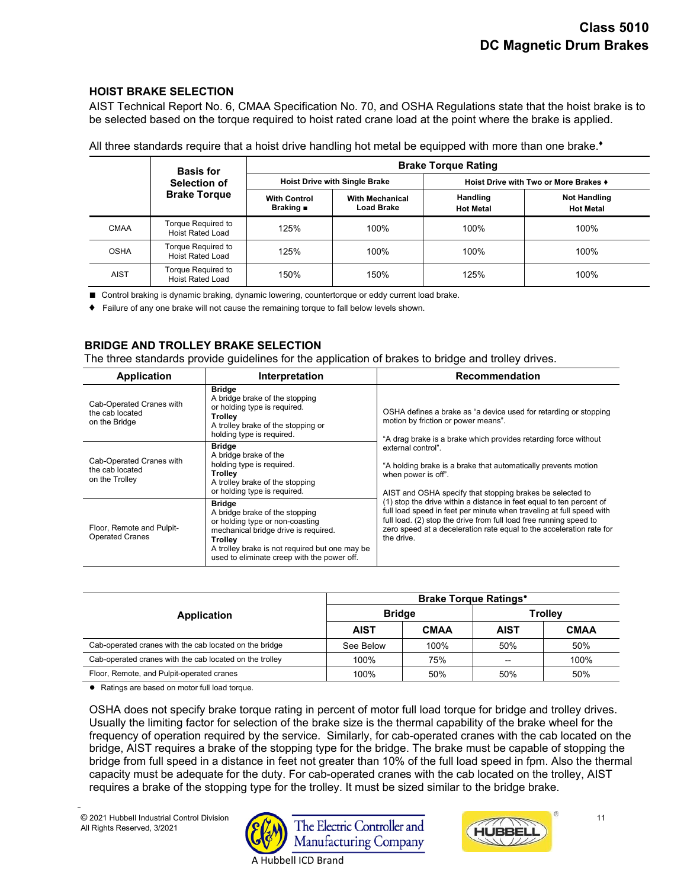## HOIST BRAKE SELECTION

AIST Technical Report No. 6, CMAA Specification No. 70, and OSHA Regulations state that the hoist brake is to be selected based on the torque required to hoist rated crane load at the point where the brake is applied.

All three standards require that a hoist drive handling hot metal be equipped with more than one brake.♦

| | Basis for Selection of Brake Torque | Brake Torque Rating | | | |
|---|---|---|---|---|---|
| | | Hoist Drive with Single Brake | | Hoist Drive with Two or More Brakes ♦ | |
| | | With Control Braking ■ | With Mechanical Load Brake | Handling Hot Metal | Not Handling Hot Metal |
| CMAA | Torque Required to Hoist Rated Load | 125% | 100% | 100% | 100% |
| OSHA | Torque Required to Hoist Rated Load | 125% | 100% | 100% | 100% |
| AIST | Torque Required to Hoist Rated Load | 150% | 150% | 125% | 100% |

■ Control braking is dynamic braking, dynamic lowering, countertorque or eddy current load brake.

♦ Failure of any one brake will not cause the remaining torque to fall below levels shown.

## BRIDGE AND TROLLEY BRAKE SELECTION

The three standards provide guidelines for the application of brakes to bridge and trolley drives.

| Application | Interpretation | Recommendation |
|---|---|---|
| Cab-Operated Cranes with the cab located on the Bridge | **Bridge** A bridge brake of the stopping or holding type is required. **Trolley** A trolley brake of the stopping or holding type is required. | OSHA defines a brake as "a device used for retarding or stopping motion by friction or power means". "A drag brake is a brake which provides retarding force without external control". "A holding brake is a brake that automatically prevents motion when power is off". AIST and OSHA specify that stopping brakes be selected to (1) stop the drive within a distance in feet equal to ten percent of full load speed in feet per minute when traveling at full speed with full load. (2) stop the drive from full load free running speed to zero speed at a deceleration rate equal to the acceleration rate for the drive. |
| Cab-Operated Cranes with the cab located on the Trolley | **Bridge** A bridge brake of the holding type is required. **Trolley** A trolley brake of the stopping or holding type is required. | |
| Floor, Remote and Pulpit-Operated Cranes | **Bridge** A bridge brake of the stopping or holding type or non-coasting mechanical bridge drive is required. **Trolley** A trolley brake is not required but one may be used to eliminate creep with the power off. | |

| Application | Brake Torque Ratings● | | | |
|---|---|---|---|---|
| | Bridge | | Trolley | |
| | AIST | CMAA | AIST | CMAA |
| Cab-operated cranes with the cab located on the bridge | See Below | 100% | 50% | 50% |
| Cab-operated cranes with the cab located on the trolley | 100% | 75% | -- | 100% |
| Floor, Remote, and Pulpit-operated cranes | 100% | 50% | 50% | 50% |

● Ratings are based on motor full load torque.

OSHA does not specify brake torque rating in percent of motor full load torque for bridge and trolley drives. Usually the limiting factor for selection of the brake size is the thermal capability of the brake wheel for the frequency of operation required by the service. Similarly, for cab-operated cranes with the cab located on the bridge, AIST requires a brake of the stopping type for the bridge. The brake must be capable of stopping the bridge from full speed in a distance in feet not greater than 10% of the full load speed in fpm. Also the thermal capacity must be adequate for the duty. For cab-operated cranes with the cab located on the trolley, AIST requires a brake of the stopping type for the trolley. It must be sized similar to the bridge brake.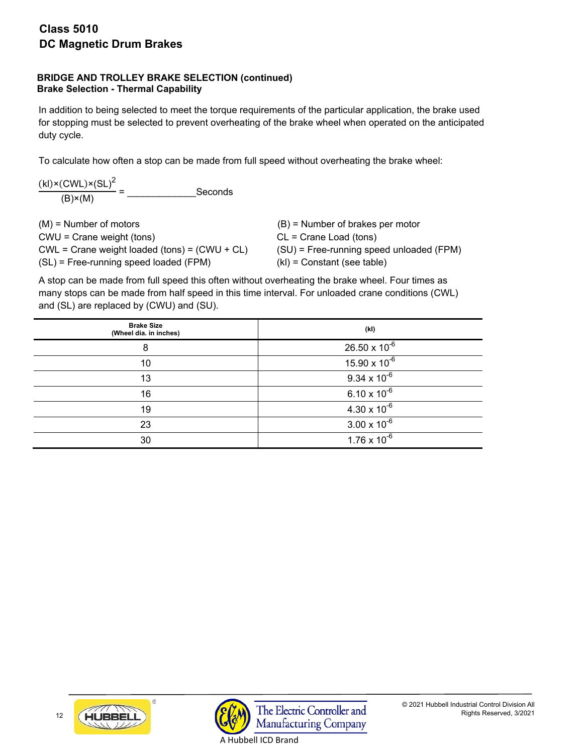# Class 5010
# DC Magnetic Drum Brakes

### BRIDGE AND TROLLEY BRAKE SELECTION (continued)
### Brake Selection - Thermal Capability

In addition to being selected to meet the torque requirements of the particular application, the brake used for stopping must be selected to prevent overheating of the brake wheel when operated on the anticipated duty cycle.

To calculate how often a stop can be made from full speed without overheating the brake wheel:

$$\frac{(kl) \times (CWL) \times (SL)^2}{(B) \times (M)} = \_\_\_\_\_\_\_\_\_\_\_\_\text{Seconds}$$

(M) = Number of motors

(B) = Number of brakes per motor

CWU = Crane weight (tons)

CL = Crane Load (tons)

CWL = Crane weight loaded (tons) = (CWU + CL)

(SU) = Free-running speed unloaded (FPM)

(SL) = Free-running speed loaded (FPM)

(kl) = Constant (see table)

A stop can be made from full speed this often without overheating the brake wheel. Four times as many stops can be made from half speed in this time interval. For unloaded crane conditions (CWL) and (SL) are replaced by (CWU) and (SU).

| Brake Size (Wheel dia. in inches) | (kl) |
|---|---|
| 8 | $26.50 \times 10^{-6}$ |
| 10 | $15.90 \times 10^{-6}$ |
| 13 | $9.34 \times 10^{-6}$ |
| 16 | $6.10 \times 10^{-6}$ |
| 19 | $4.30 \times 10^{-6}$ |
| 23 | $3.00 \times 10^{-6}$ |
| 30 | $1.76 \times 10^{-6}$ |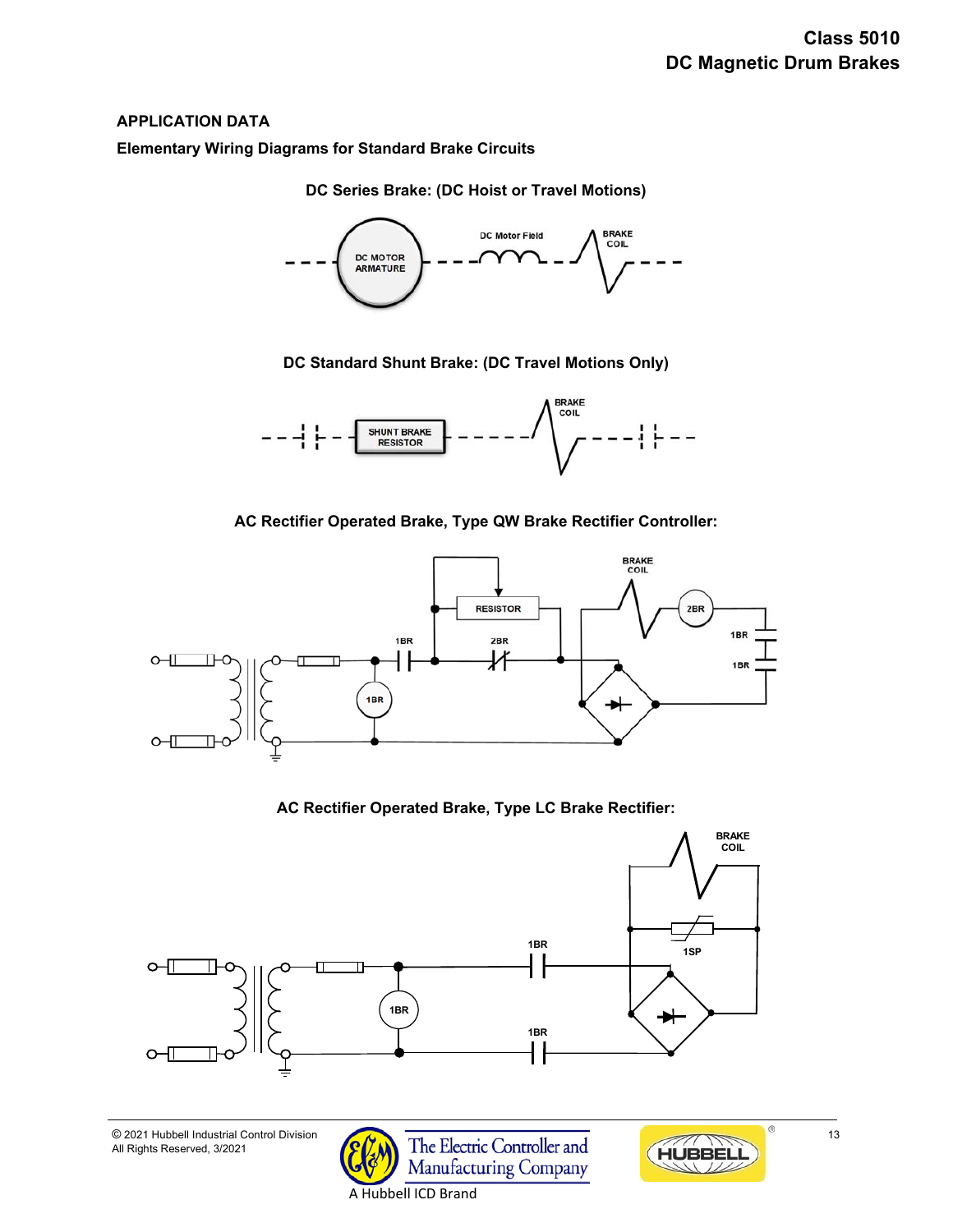## APPLICATION DATA

### Elementary Wiring Diagrams for Standard Brake Circuits

**DC Series Brake: (DC Hoist or Travel Motions)**

DC MOTOR ARMATURE

DC Motor Field

BRAKE COIL

**DC Standard Shunt Brake: (DC Travel Motions Only)**

SHUNT BRAKE RESISTOR

BRAKE COIL

**AC Rectifier Operated Brake, Type QW Brake Rectifier Controller:**

BRAKE COIL

RESISTOR

2BR

1BR

1BR

2BR

1BR

1BR

**AC Rectifier Operated Brake, Type LC Brake Rectifier:**

BRAKE COIL

1BR

1SP

1BR

1BR

© 2021 Hubbell Industrial Control Division
All Rights Reserved, 3/2021

The Electric Controller and Manufacturing Company
A Hubbell ICD Brand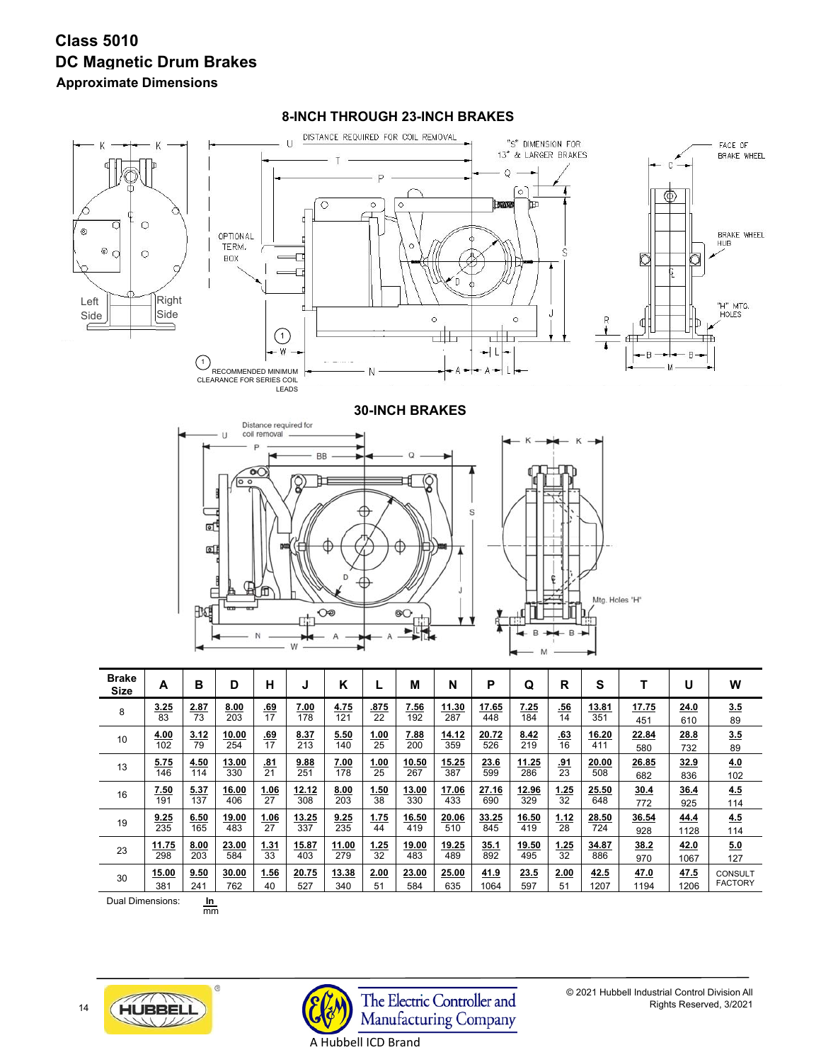# Class 5010
# DC Magnetic Drum Brakes
### Approximate Dimensions

## 8-INCH THROUGH 23-INCH BRAKES

K K U DISTANCE REQUIRED FOR COIL REMOVAL "S" DIMENSION FOR 13" & LARGER BRAKES FACE OF BRAKE WHEEL T P Q C OPTIONAL TERM. BOX BRAKE WHEEL HUB S D J "H" MTG. HOLES R Left Side Right Side

(1) RECOMMENDED MINIMUM CLEARANCE FOR SERIES COIL LEADS

W N A A L B B M

## 30-INCH BRAKES

U Distance required for coil removal P BB Q K K S D J Mtg. Holes "H" N A A L W B B M

| Brake Size | A | B | D | H | J | K | L | M | N | P | Q | R | S | T | U | W |
|---|---|---|---|---|---|---|---|---|---|---|---|---|---|---|---|---|
| 8 | 3.25 / 83 | 2.87 / 73 | 8.00 / 203 | .69 / 17 | 7.00 / 178 | 4.75 / 121 | .875 / 22 | 7.56 / 192 | 11.30 / 287 | 17.65 / 448 | 7.25 / 184 | .56 / 14 | 13.81 / 351 | 17.75 / 451 | 24.0 / 610 | 3.5 / 89 |
| 10 | 4.00 / 102 | 3.12 / 79 | 10.00 / 254 | .69 / 17 | 8.37 / 213 | 5.50 / 140 | 1.00 / 25 | 7.88 / 200 | 14.12 / 359 | 20.72 / 526 | 8.42 / 219 | .63 / 16 | 16.20 / 411 | 22.84 / 580 | 28.8 / 732 | 3.5 / 89 |
| 13 | 5.75 / 146 | 4.50 / 114 | 13.00 / 330 | .81 / 21 | 9.88 / 251 | 7.00 / 178 | 1.00 / 25 | 10.50 / 267 | 15.25 / 387 | 23.6 / 599 | 11.25 / 286 | .91 / 23 | 20.00 / 508 | 26.85 / 682 | 32.9 / 836 | 4.0 / 102 |
| 16 | 7.50 / 191 | 5.37 / 137 | 16.00 / 406 | 1.06 / 27 | 12.12 / 308 | 8.00 / 203 | 1.50 / 38 | 13.00 / 330 | 17.06 / 433 | 27.16 / 690 | 12.96 / 329 | 1.25 / 32 | 25.50 / 648 | 30.4 / 772 | 36.4 / 925 | 4.5 / 114 |
| 19 | 9.25 / 235 | 6.50 / 165 | 19.00 / 483 | 1.06 / 27 | 13.25 / 337 | 9.25 / 235 | 1.75 / 44 | 16.50 / 419 | 20.06 / 510 | 33.25 / 845 | 16.50 / 419 | 1.12 / 28 | 28.50 / 724 | 36.54 / 928 | 44.4 / 1128 | 4.5 / 114 |
| 23 | 11.75 / 298 | 8.00 / 203 | 23.00 / 584 | 1.31 / 33 | 15.87 / 403 | 11.00 / 279 | 1.25 / 32 | 19.00 / 483 | 19.25 / 489 | 35.1 / 892 | 19.50 / 495 | 1.25 / 32 | 34.87 / 886 | 38.2 / 970 | 42.0 / 1067 | 5.0 / 127 |
| 30 | 15.00 / 381 | 9.50 / 241 | 30.00 / 762 | 1.56 / 40 | 20.75 / 527 | 13.38 / 340 | 2.00 / 51 | 23.00 / 584 | 25.00 / 635 | 41.9 / 1064 | 23.5 / 597 | 2.00 / 51 | 42.5 / 1207 | 47.0 / 1194 | 47.5 / 1206 | CONSULT FACTORY |

Dual Dimensions: In / mm

© 2021 Hubbell Industrial Control Division All Rights Reserved, 3/2021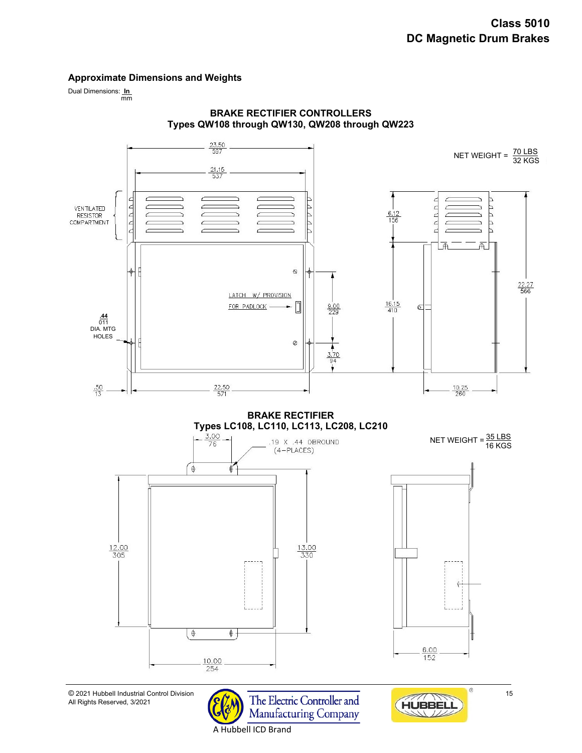## Approximate Dimensions and Weights

Dual Dimensions: In / mm

### BRAKE RECTIFIER CONTROLLERS
### Types QW108 through QW130, QW208 through QW223

NET WEIGHT = 70 LBS / 32 KGS

23.50 / 597

21.15 / 537

VENTILATED RESISTOR COMPARTMENT

LATCH W/ PROVISION FOR PADLOCK

.44 / 011 DIA. MTG HOLES

9.00 / 229

3.70 / 94

6.12 / 156

16.15 / 410

22.27 / 566

.50 / 13

22.50 / 571

10.25 / 260

### BRAKE RECTIFIER
### Types LC108, LC110, LC113, LC208, LC210

NET WEIGHT = 35 LBS / 16 KGS

3.00 / 76

.19 X .44 OBROUND (4-PLACES)

12.00 / 305

13.00 / 330

10.00 / 254

6.00 / 152

© 2021 Hubbell Industrial Control Division
All Rights Reserved, 3/2021

The Electric Controller and Manufacturing Company
A Hubbell ICD Brand